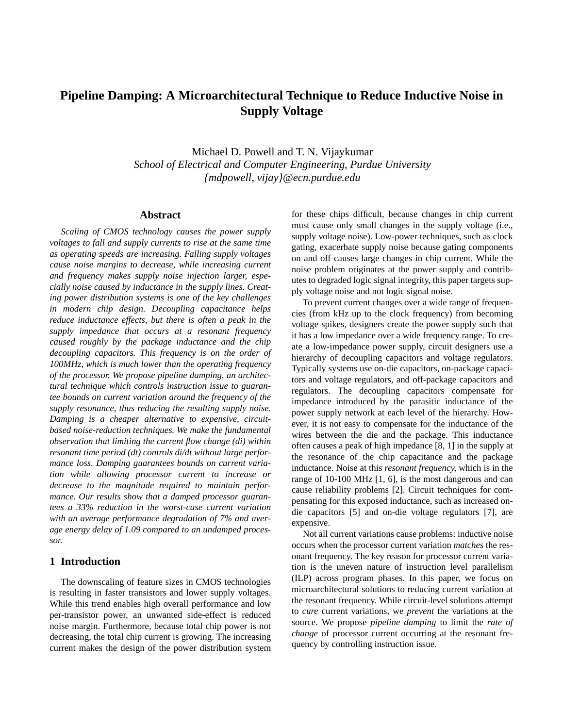# Pipeline Damping: A Microarchitectural Technique to Reduce Inductive Noise in Supply Voltage

Michael D. Powell and T. N. Vijaykumar
*School of Electrical and Computer Engineering, Purdue University*
*{mdpowell, vijay}@ecn.purdue.edu*

## Abstract

*Scaling of CMOS technology causes the power supply voltages to fall and supply currents to rise at the same time as operating speeds are increasing. Falling supply voltages cause noise margins to decrease, while increasing current and frequency makes supply noise injection larger, especially noise caused by inductance in the supply lines. Creating power distribution systems is one of the key challenges in modern chip design. Decoupling capacitance helps reduce inductance effects, but there is often a peak in the supply impedance that occurs at a resonant frequency caused roughly by the package inductance and the chip decoupling capacitors. This frequency is on the order of 100MHz, which is much lower than the operating frequency of the processor. We propose pipeline damping, an architectural technique which controls instruction issue to guarantee bounds on current variation around the frequency of the supply resonance, thus reducing the resulting supply noise. Damping is a cheaper alternative to expensive, circuit-based noise-reduction techniques. We make the fundamental observation that limiting the current flow change (di) within resonant time period (dt) controls di/dt without large performance loss. Damping guarantees bounds on current variation while allowing processor current to increase or decrease to the magnitude required to maintain performance. Our results show that a damped processor guarantees a 33% reduction in the worst-case current variation with an average performance degradation of 7% and average energy delay of 1.09 compared to an undamped processor.*

## 1 Introduction

The downscaling of feature sizes in CMOS technologies is resulting in faster transistors and lower supply voltages. While this trend enables high overall performance and low per-transistor power, an unwanted side-effect is reduced noise margin. Furthermore, because total chip power is not decreasing, the total chip current is growing. The increasing current makes the design of the power distribution system for these chips difficult, because changes in chip current must cause only small changes in the supply voltage (i.e., supply voltage noise). Low-power techniques, such as clock gating, exacerbate supply noise because gating components on and off causes large changes in chip current. While the noise problem originates at the power supply and contributes to degraded logic signal integrity, this paper targets supply voltage noise and not logic signal noise.

To prevent current changes over a wide range of frequencies (from kHz up to the clock frequency) from becoming voltage spikes, designers create the power supply such that it has a low impedance over a wide frequency range. To create a low-impedance power supply, circuit designers use a hierarchy of decoupling capacitors and voltage regulators. Typically systems use on-die capacitors, on-package capacitors and voltage regulators, and off-package capacitors and regulators. The decoupling capacitors compensate for impedance introduced by the parasitic inductance of the power supply network at each level of the hierarchy. However, it is not easy to compensate for the inductance of the wires between the die and the package. This inductance often causes a peak of high impedance [8, 1] in the supply at the resonance of the chip capacitance and the package inductance. Noise at this *resonant frequency*, which is in the range of 10-100 MHz [1, 6], is the most dangerous and can cause reliability problems [2]. Circuit techniques for compensating for this exposed inductance, such as increased on-die capacitors [5] and on-die voltage regulators [7], are expensive.

Not all current variations cause problems: inductive noise occurs when the processor current variation *matches* the resonant frequency. The key reason for processor current variation is the uneven nature of instruction level parallelism (ILP) across program phases. In this paper, we focus on microarchitectural solutions to reducing current variation at the resonant frequency. While circuit-level solutions attempt to *cure* current variations, we *prevent* the variations at the source. We propose *pipeline damping* to limit the *rate of change* of processor current occurring at the resonant frequency by controlling instruction issue.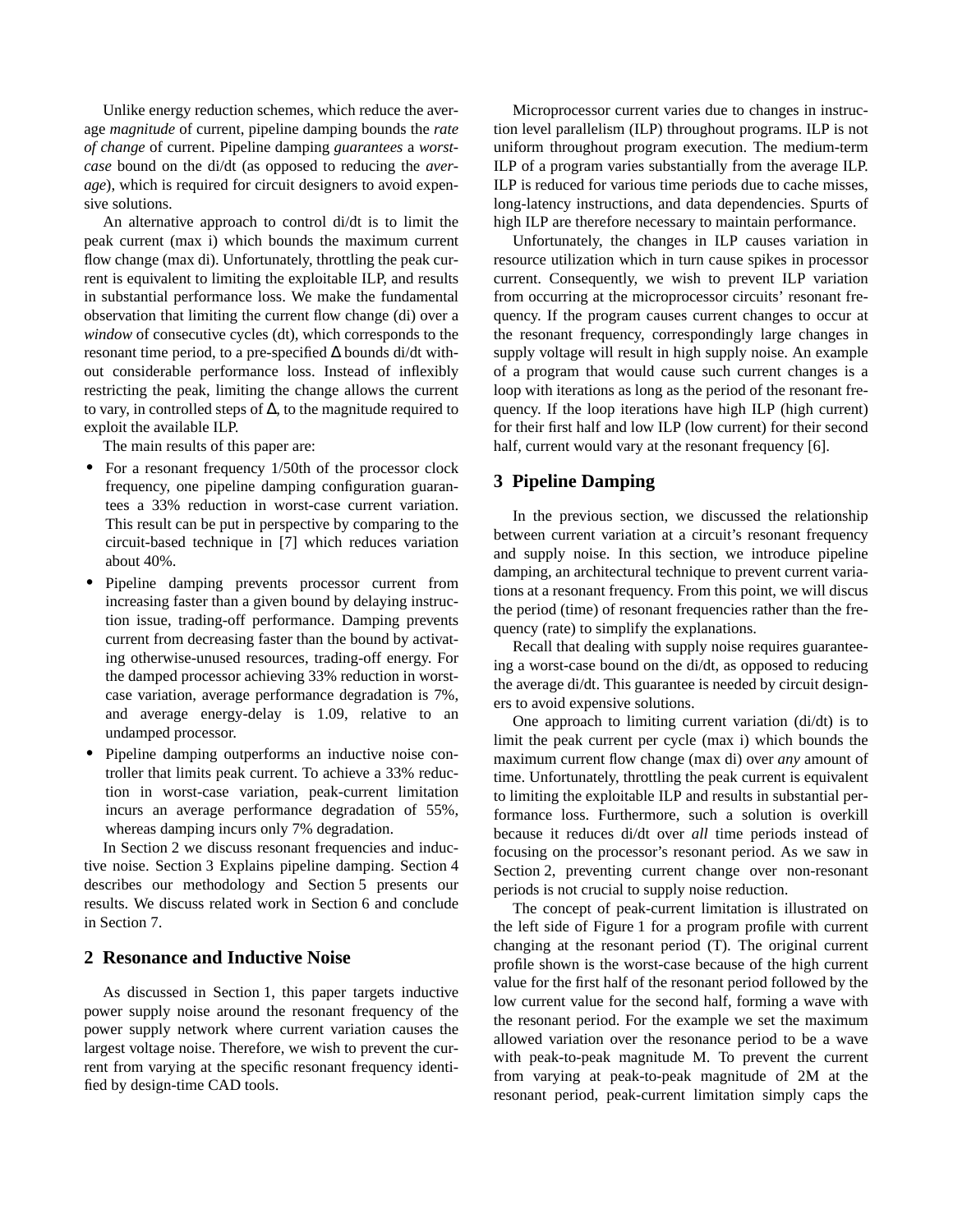Unlike energy reduction schemes, which reduce the average *magnitude* of current, pipeline damping bounds the *rate of change* of current. Pipeline damping *guarantees* a *worst-case* bound on the di/dt (as opposed to reducing the *average*), which is required for circuit designers to avoid expensive solutions.

An alternative approach to control di/dt is to limit the peak current (max i) which bounds the maximum current flow change (max di). Unfortunately, throttling the peak current is equivalent to limiting the exploitable ILP, and results in substantial performance loss. We make the fundamental observation that limiting the current flow change (di) over a *window* of consecutive cycles (dt), which corresponds to the resonant time period, to a pre-specified $\Delta$ bounds di/dt without considerable performance loss. Instead of inflexibly restricting the peak, limiting the change allows the current to vary, in controlled steps of $\Delta$, to the magnitude required to exploit the available ILP.

The main results of this paper are:

- For a resonant frequency 1/50th of the processor clock frequency, one pipeline damping configuration guarantees a 33% reduction in worst-case current variation. This result can be put in perspective by comparing to the circuit-based technique in [7] which reduces variation about 40%.
- Pipeline damping prevents processor current from increasing faster than a given bound by delaying instruction issue, trading-off performance. Damping prevents current from decreasing faster than the bound by activating otherwise-unused resources, trading-off energy. For the damped processor achieving 33% reduction in worst-case variation, average performance degradation is 7%, and average energy-delay is 1.09, relative to an undamped processor.
- Pipeline damping outperforms an inductive noise controller that limits peak current. To achieve a 33% reduction in worst-case variation, peak-current limitation incurs an average performance degradation of 55%, whereas damping incurs only 7% degradation.

In Section 2 we discuss resonant frequencies and inductive noise. Section 3 Explains pipeline damping. Section 4 describes our methodology and Section 5 presents our results. We discuss related work in Section 6 and conclude in Section 7.

## 2 Resonance and Inductive Noise

As discussed in Section 1, this paper targets inductive power supply noise around the resonant frequency of the power supply network where current variation causes the largest voltage noise. Therefore, we wish to prevent the current from varying at the specific resonant frequency identified by design-time CAD tools.

Microprocessor current varies due to changes in instruction level parallelism (ILP) throughout programs. ILP is not uniform throughout program execution. The medium-term ILP of a program varies substantially from the average ILP. ILP is reduced for various time periods due to cache misses, long-latency instructions, and data dependencies. Spurts of high ILP are therefore necessary to maintain performance.

Unfortunately, the changes in ILP causes variation in resource utilization which in turn cause spikes in processor current. Consequently, we wish to prevent ILP variation from occurring at the microprocessor circuits' resonant frequency. If the program causes current changes to occur at the resonant frequency, correspondingly large changes in supply voltage will result in high supply noise. An example of a program that would cause such current changes is a loop with iterations as long as the period of the resonant frequency. If the loop iterations have high ILP (high current) for their first half and low ILP (low current) for their second half, current would vary at the resonant frequency [6].

## 3 Pipeline Damping

In the previous section, we discussed the relationship between current variation at a circuit's resonant frequency and supply noise. In this section, we introduce pipeline damping, an architectural technique to prevent current variations at a resonant frequency. From this point, we will discus the period (time) of resonant frequencies rather than the frequency (rate) to simplify the explanations.

Recall that dealing with supply noise requires guaranteeing a worst-case bound on the di/dt, as opposed to reducing the average di/dt. This guarantee is needed by circuit designers to avoid expensive solutions.

One approach to limiting current variation (di/dt) is to limit the peak current per cycle (max i) which bounds the maximum current flow change (max di) over *any* amount of time. Unfortunately, throttling the peak current is equivalent to limiting the exploitable ILP and results in substantial performance loss. Furthermore, such a solution is overkill because it reduces di/dt over *all* time periods instead of focusing on the processor's resonant period. As we saw in Section 2, preventing current change over non-resonant periods is not crucial to supply noise reduction.

The concept of peak-current limitation is illustrated on the left side of Figure 1 for a program profile with current changing at the resonant period (T). The original current profile shown is the worst-case because of the high current value for the first half of the resonant period followed by the low current value for the second half, forming a wave with the resonant period. For the example we set the maximum allowed variation over the resonance period to be a wave with peak-to-peak magnitude M. To prevent the current from varying at peak-to-peak magnitude of 2M at the resonant period, peak-current limitation simply caps the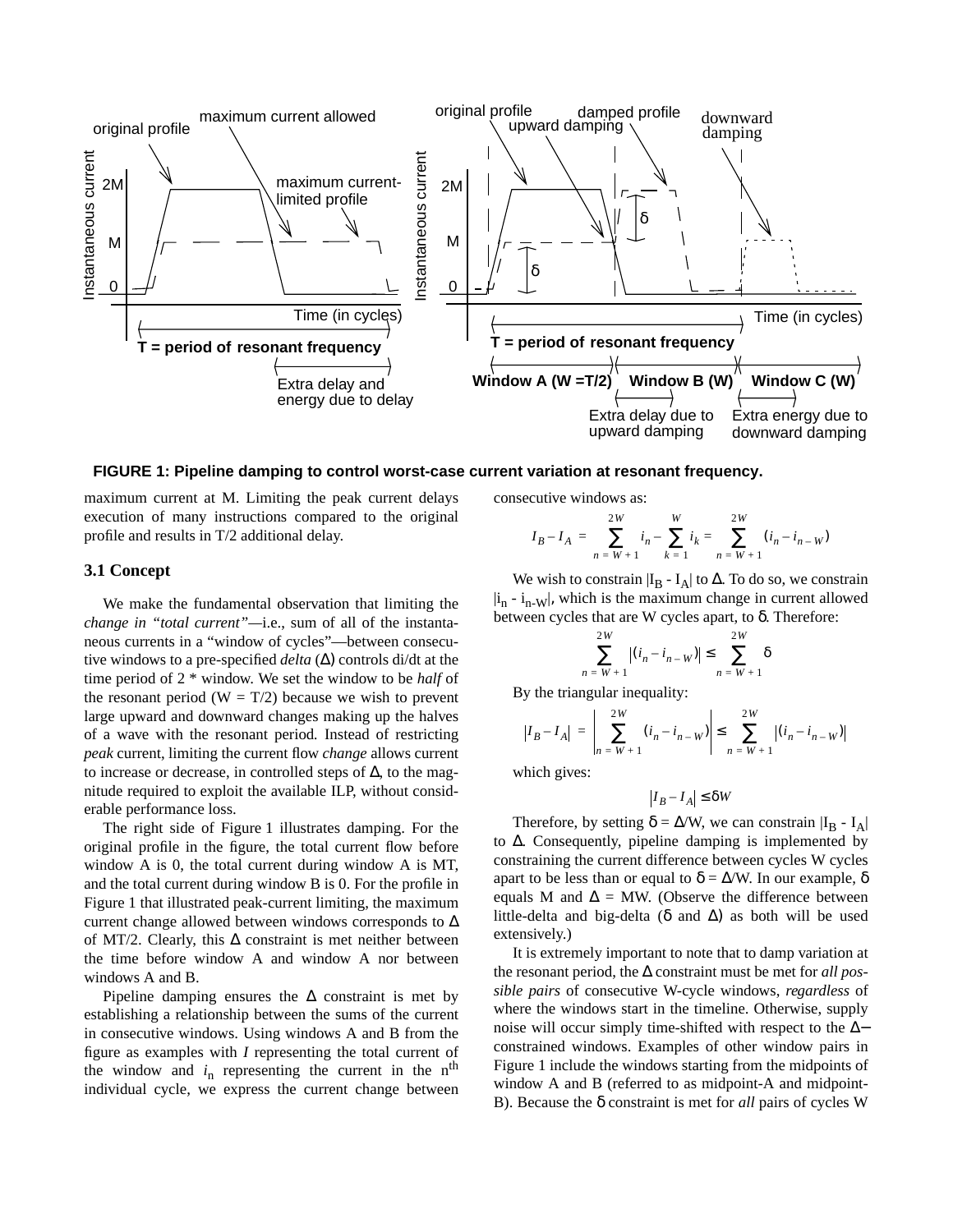**FIGURE 1: Pipeline damping to control worst-case current variation at resonant frequency.**

maximum current at M. Limiting the peak current delays execution of many instructions compared to the original profile and results in T/2 additional delay.

### 3.1 Concept

We make the fundamental observation that limiting the *change in "total current"*—i.e., sum of all of the instantaneous currents in a "window of cycles"—between consecutive windows to a pre-specified *delta* ($\Delta$) controls di/dt at the time period of 2 * window. We set the window to be *half* of the resonant period ($W = T/2$) because we wish to prevent large upward and downward changes making up the halves of a wave with the resonant period. Instead of restricting *peak* current, limiting the current flow *change* allows current to increase or decrease, in controlled steps of $\Delta$, to the magnitude required to exploit the available ILP, without considerable performance loss.

The right side of Figure 1 illustrates damping. For the original profile in the figure, the total current flow before window A is 0, the total current during window A is MT, and the total current during window B is 0. For the profile in Figure 1 that illustrated peak-current limiting, the maximum current change allowed between windows corresponds to $\Delta$ of MT/2. Clearly, this $\Delta$ constraint is met neither between the time before window A and window A nor between windows A and B.

Pipeline damping ensures the $\Delta$ constraint is met by establishing a relationship between the sums of the current in consecutive windows. Using windows A and B from the figure as examples with $I$ representing the total current of the window and $i_n$ representing the current in the $n^{th}$ individual cycle, we express the current change between consecutive windows as:

$$I_B - I_A = \sum_{n=W+1}^{2W} i_n - \sum_{k=1}^{W} i_k = \sum_{n=W+1}^{2W} (i_n - i_{n-W})$$

We wish to constrain $|I_B - I_A|$ to $\Delta$. To do so, we constrain $|i_n - i_{n-W}|$, which is the maximum change in current allowed between cycles that are W cycles apart, to $\delta$. Therefore:

$$\sum_{n=W+1}^{2W} |(i_n - i_{n-W})| \le \sum_{n=W+1}^{2W} \delta$$

By the triangular inequality:

$$|I_B - I_A| = \left| \sum_{n=W+1}^{2W} (i_n - i_{n-W}) \right| \le \sum_{n=W+1}^{2W} |(i_n - i_{n-W})|$$

which gives:

$$|I_B - I_A| \le \delta W$$

Therefore, by setting $\delta = \Delta/W$, we can constrain $|I_B - I_A|$ to $\Delta$. Consequently, pipeline damping is implemented by constraining the current difference between cycles W cycles apart to be less than or equal to $\delta = \Delta/W$. In our example, $\delta$ equals M and $\Delta = MW$. (Observe the difference between little-delta and big-delta ($\delta$ and $\Delta$) as both will be used extensively.)

It is extremely important to note that to damp variation at the resonant period, the $\Delta$ constraint must be met for *all possible pairs* of consecutive W-cycle windows, *regardless* of where the windows start in the timeline. Otherwise, supply noise will occur simply time-shifted with respect to the $\Delta$–constrained windows. Examples of other window pairs in Figure 1 include the windows starting from the midpoints of window A and B (referred to as midpoint-A and midpoint-B). Because the $\delta$ constraint is met for *all* pairs of cycles W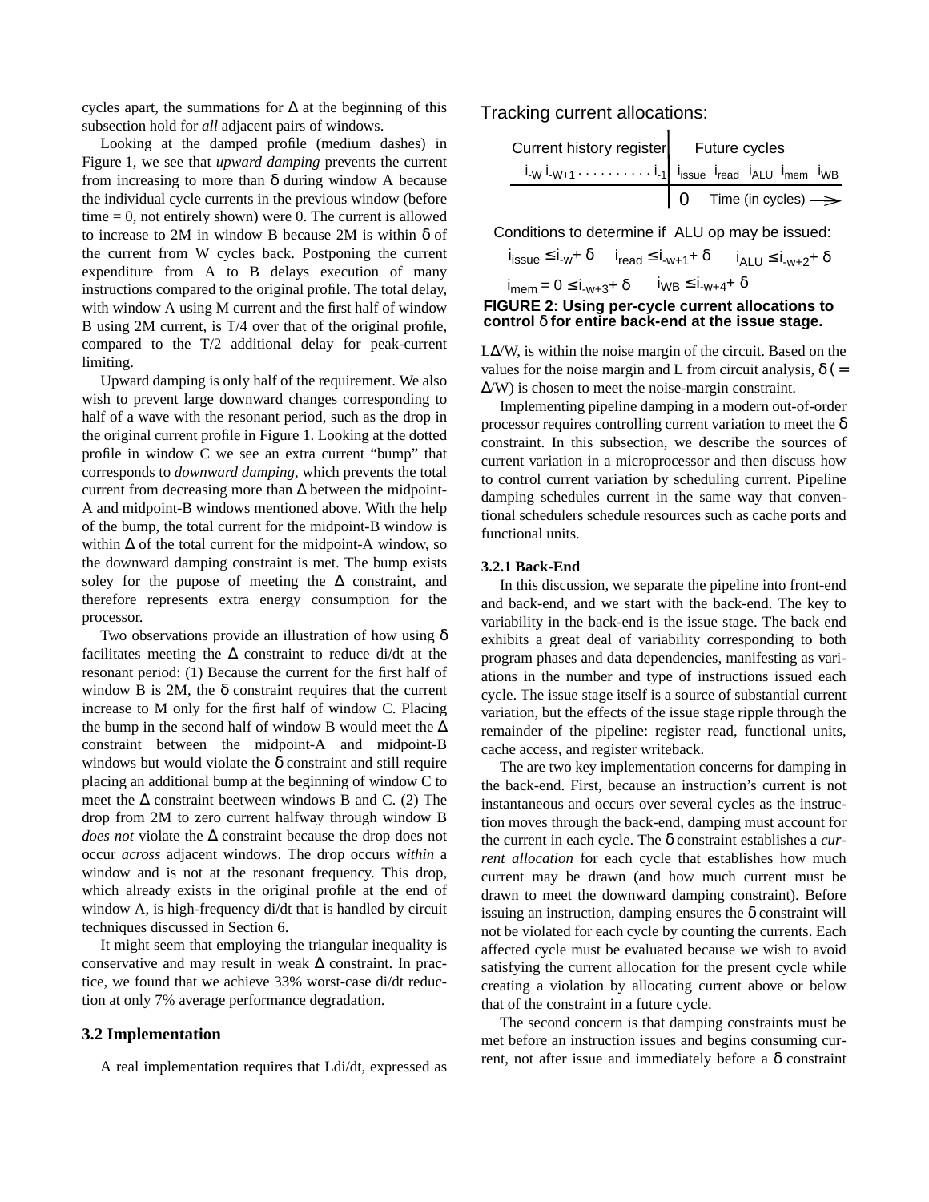cycles apart, the summations for Δ at the beginning of this subsection hold for *all* adjacent pairs of windows.

Looking at the damped profile (medium dashes) in Figure 1, we see that *upward damping* prevents the current from increasing to more than δ during window A because the individual cycle currents in the previous window (before time = 0, not entirely shown) were 0. The current is allowed to increase to 2M in window B because 2M is within δ of the current from W cycles back. Postponing the current expenditure from A to B delays execution of many instructions compared to the original profile. The total delay, with window A using M current and the first half of window B using 2M current, is T/4 over that of the original profile, compared to the T/2 additional delay for peak-current limiting.

Upward damping is only half of the requirement. We also wish to prevent large downward changes corresponding to half of a wave with the resonant period, such as the drop in the original current profile in Figure 1. Looking at the dotted profile in window C we see an extra current "bump" that corresponds to *downward damping*, which prevents the total current from decreasing more than Δ between the midpoint-A and midpoint-B windows mentioned above. With the help of the bump, the total current for the midpoint-B window is within Δ of the total current for the midpoint-A window, so the downward damping constraint is met. The bump exists soley for the pupose of meeting the Δ constraint, and therefore represents extra energy consumption for the processor.

Two observations provide an illustration of how using δ facilitates meeting the Δ constraint to reduce di/dt at the resonant period: (1) Because the current for the first half of window B is 2M, the δ constraint requires that the current increase to M only for the first half of window C. Placing the bump in the second half of window B would meet the Δ constraint between the midpoint-A and midpoint-B windows but would violate the δ constraint and still require placing an additional bump at the beginning of window C to meet the Δ constraint beetween windows B and C. (2) The drop from 2M to zero current halfway through window B *does not* violate the Δ constraint because the drop does not occur *across* adjacent windows. The drop occurs *within* a window and is not at the resonant frequency. This drop, which already exists in the original profile at the end of window A, is high-frequency di/dt that is handled by circuit techniques discussed in Section 6.

It might seem that employing the triangular inequality is conservative and may result in weak Δ constraint. In practice, we found that we achieve 33% worst-case di/dt reduction at only 7% average performance degradation.

## 3.2 Implementation

A real implementation requires that Ldi/dt, expressed as LΔ/W, is within the noise margin of the circuit. Based on the values for the noise margin and L from circuit analysis, δ ( = Δ/W) is chosen to meet the noise-margin constraint.

Tracking current allocations:

Current history register | Future cycles

$i_{-W}\ i_{-W+1} \ldots\ldots\ldots\ i_{-1}$ | $i_{issue}\ i_{read}\ i_{ALU}\ i_{mem}\ i_{WB}$

0 Time (in cycles)

Conditions to determine if ALU op may be issued:

$i_{issue} \leq i_{-W} + \delta \quad i_{read} \leq i_{-W+1} + \delta \quad i_{ALU} \leq i_{-W+2} + \delta$

$i_{mem} = 0 \leq i_{-W+3} + \delta \quad i_{WB} \leq i_{-W+4} + \delta$

**FIGURE 2: Using per-cycle current allocations to control δ for entire back-end at the issue stage.**

Implementing pipeline damping in a modern out-of-order processor requires controlling current variation to meet the δ constraint. In this subsection, we describe the sources of current variation in a microprocessor and then discuss how to control current variation by scheduling current. Pipeline damping schedules current in the same way that conventional schedulers schedule resources such as cache ports and functional units.

### 3.2.1 Back-End

In this discussion, we separate the pipeline into front-end and back-end, and we start with the back-end. The key to variability in the back-end is the issue stage. The back end exhibits a great deal of variability corresponding to both program phases and data dependencies, manifesting as variations in the number and type of instructions issued each cycle. The issue stage itself is a source of substantial current variation, but the effects of the issue stage ripple through the remainder of the pipeline: register read, functional units, cache access, and register writeback.

The are two key implementation concerns for damping in the back-end. First, because an instruction's current is not instantaneous and occurs over several cycles as the instruction moves through the back-end, damping must account for the current in each cycle. The δ constraint establishes a *current allocation* for each cycle that establishes how much current may be drawn (and how much current must be drawn to meet the downward damping constraint). Before issuing an instruction, damping ensures the δ constraint will not be violated for each cycle by counting the currents. Each affected cycle must be evaluated because we wish to avoid satisfying the current allocation for the present cycle while creating a violation by allocating current above or below that of the constraint in a future cycle.

The second concern is that damping constraints must be met before an instruction issues and begins consuming current, not after issue and immediately before a δ constraint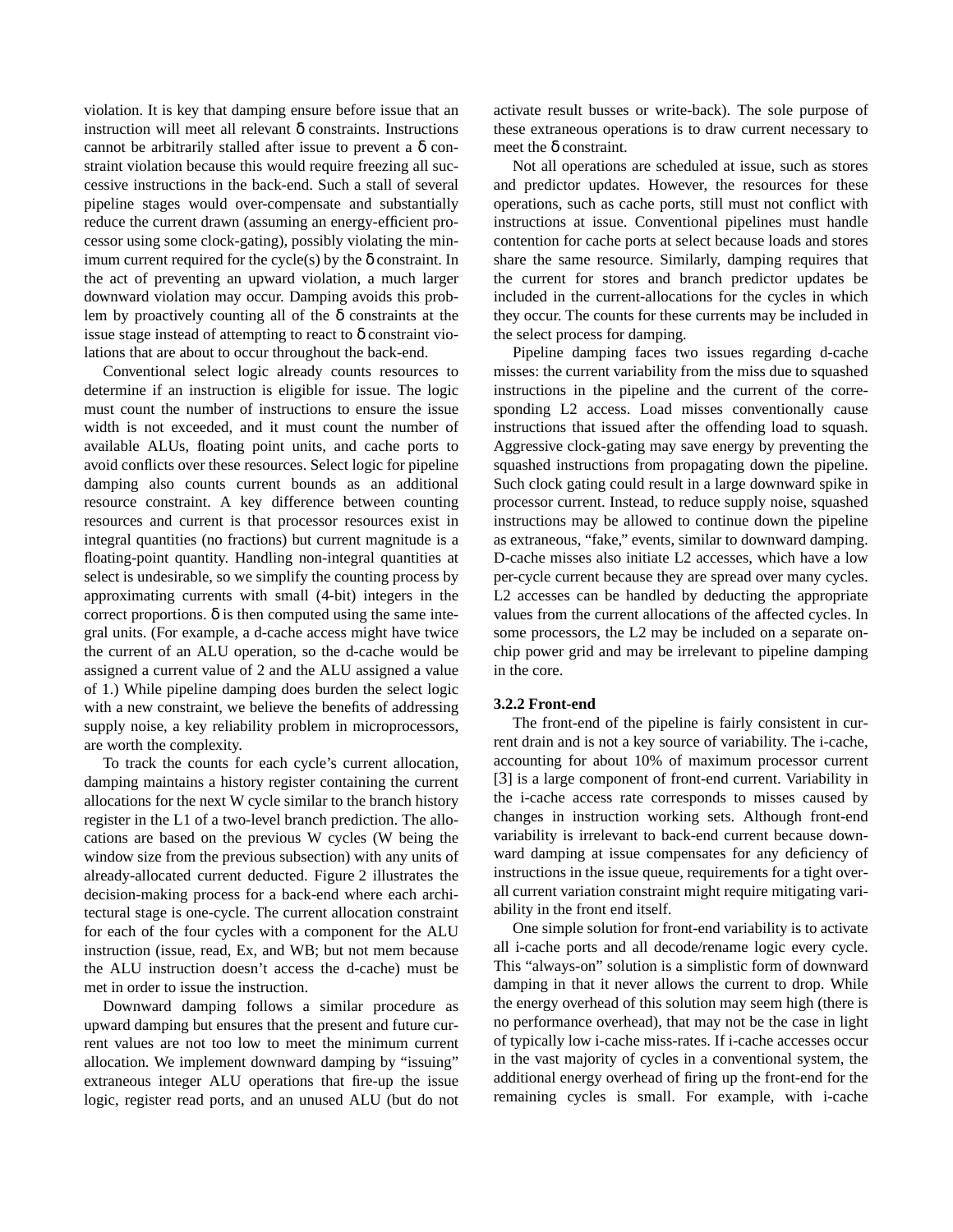violation. It is key that damping ensure before issue that an instruction will meet all relevant $\delta$ constraints. Instructions cannot be arbitrarily stalled after issue to prevent a $\delta$ constraint violation because this would require freezing all successive instructions in the back-end. Such a stall of several pipeline stages would over-compensate and substantially reduce the current drawn (assuming an energy-efficient processor using some clock-gating), possibly violating the minimum current required for the cycle(s) by the $\delta$ constraint. In the act of preventing an upward violation, a much larger downward violation may occur. Damping avoids this problem by proactively counting all of the $\delta$ constraints at the issue stage instead of attempting to react to $\delta$ constraint violations that are about to occur throughout the back-end.

Conventional select logic already counts resources to determine if an instruction is eligible for issue. The logic must count the number of instructions to ensure the issue width is not exceeded, and it must count the number of available ALUs, floating point units, and cache ports to avoid conflicts over these resources. Select logic for pipeline damping also counts current bounds as an additional resource constraint. A key difference between counting resources and current is that processor resources exist in integral quantities (no fractions) but current magnitude is a floating-point quantity. Handling non-integral quantities at select is undesirable, so we simplify the counting process by approximating currents with small (4-bit) integers in the correct proportions. $\delta$ is then computed using the same integral units. (For example, a d-cache access might have twice the current of an ALU operation, so the d-cache would be assigned a current value of 2 and the ALU assigned a value of 1.) While pipeline damping does burden the select logic with a new constraint, we believe the benefits of addressing supply noise, a key reliability problem in microprocessors, are worth the complexity.

To track the counts for each cycle's current allocation, damping maintains a history register containing the current allocations for the next W cycle similar to the branch history register in the L1 of a two-level branch prediction. The allocations are based on the previous W cycles (W being the window size from the previous subsection) with any units of already-allocated current deducted. Figure 2 illustrates the decision-making process for a back-end where each architectural stage is one-cycle. The current allocation constraint for each of the four cycles with a component for the ALU instruction (issue, read, Ex, and WB; but not mem because the ALU instruction doesn't access the d-cache) must be met in order to issue the instruction.

Downward damping follows a similar procedure as upward damping but ensures that the present and future current values are not too low to meet the minimum current allocation. We implement downward damping by "issuing" extraneous integer ALU operations that fire-up the issue logic, register read ports, and an unused ALU (but do not activate result busses or write-back). The sole purpose of these extraneous operations is to draw current necessary to meet the $\delta$ constraint.

Not all operations are scheduled at issue, such as stores and predictor updates. However, the resources for these operations, such as cache ports, still must not conflict with instructions at issue. Conventional pipelines must handle contention for cache ports at select because loads and stores share the same resource. Similarly, damping requires that the current for stores and branch predictor updates be included in the current-allocations for the cycles in which they occur. The counts for these currents may be included in the select process for damping.

Pipeline damping faces two issues regarding d-cache misses: the current variability from the miss due to squashed instructions in the pipeline and the current of the corresponding L2 access. Load misses conventionally cause instructions that issued after the offending load to squash. Aggressive clock-gating may save energy by preventing the squashed instructions from propagating down the pipeline. Such clock gating could result in a large downward spike in processor current. Instead, to reduce supply noise, squashed instructions may be allowed to continue down the pipeline as extraneous, "fake," events, similar to downward damping. D-cache misses also initiate L2 accesses, which have a low per-cycle current because they are spread over many cycles. L2 accesses can be handled by deducting the appropriate values from the current allocations of the affected cycles. In some processors, the L2 may be included on a separate on-chip power grid and may be irrelevant to pipeline damping in the core.

### 3.2.2 Front-end

The front-end of the pipeline is fairly consistent in current drain and is not a key source of variability. The i-cache, accounting for about 10% of maximum processor current [3] is a large component of front-end current. Variability in the i-cache access rate corresponds to misses caused by changes in instruction working sets. Although front-end variability is irrelevant to back-end current because downward damping at issue compensates for any deficiency of instructions in the issue queue, requirements for a tight overall current variation constraint might require mitigating variability in the front end itself.

One simple solution for front-end variability is to activate all i-cache ports and all decode/rename logic every cycle. This "always-on" solution is a simplistic form of downward damping in that it never allows the current to drop. While the energy overhead of this solution may seem high (there is no performance overhead), that may not be the case in light of typically low i-cache miss-rates. If i-cache accesses occur in the vast majority of cycles in a conventional system, the additional energy overhead of firing up the front-end for the remaining cycles is small. For example, with i-cache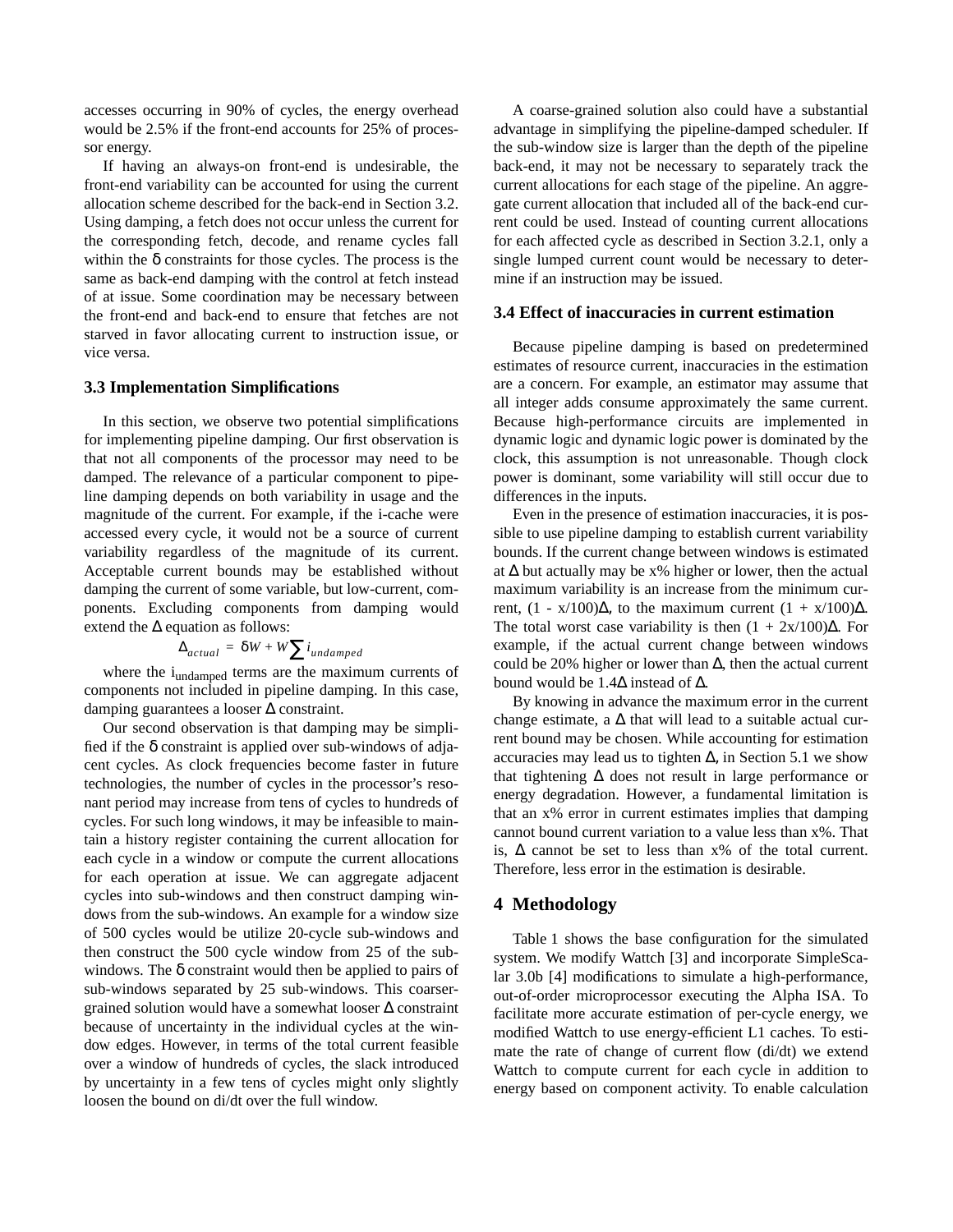accesses occurring in 90% of cycles, the energy overhead would be 2.5% if the front-end accounts for 25% of processor energy.

If having an always-on front-end is undesirable, the front-end variability can be accounted for using the current allocation scheme described for the back-end in Section 3.2. Using damping, a fetch does not occur unless the current for the corresponding fetch, decode, and rename cycles fall within the $\delta$ constraints for those cycles. The process is the same as back-end damping with the control at fetch instead of at issue. Some coordination may be necessary between the front-end and back-end to ensure that fetches are not starved in favor allocating current to instruction issue, or vice versa.

### 3.3 Implementation Simplifications

In this section, we observe two potential simplifications for implementing pipeline damping. Our first observation is that not all components of the processor may need to be damped. The relevance of a particular component to pipeline damping depends on both variability in usage and the magnitude of the current. For example, if the i-cache were accessed every cycle, it would not be a source of current variability regardless of the magnitude of its current. Acceptable current bounds may be established without damping the current of some variable, but low-current, components. Excluding components from damping would extend the $\Delta$ equation as follows:

$$\Delta_{actual} = \delta W + W \sum i_{undamped}$$

where the $i_{undamped}$ terms are the maximum currents of components not included in pipeline damping. In this case, damping guarantees a looser $\Delta$ constraint.

Our second observation is that damping may be simplified if the $\delta$ constraint is applied over sub-windows of adjacent cycles. As clock frequencies become faster in future technologies, the number of cycles in the processor's resonant period may increase from tens of cycles to hundreds of cycles. For such long windows, it may be infeasible to maintain a history register containing the current allocation for each cycle in a window or compute the current allocations for each operation at issue. We can aggregate adjacent cycles into sub-windows and then construct damping windows from the sub-windows. An example for a window size of 500 cycles would be utilize 20-cycle sub-windows and then construct the 500 cycle window from 25 of the sub-windows. The $\delta$ constraint would then be applied to pairs of sub-windows separated by 25 sub-windows. This coarser-grained solution would have a somewhat looser $\Delta$ constraint because of uncertainty in the individual cycles at the window edges. However, in terms of the total current feasible over a window of hundreds of cycles, the slack introduced by uncertainty in a few tens of cycles might only slightly loosen the bound on di/dt over the full window.

A coarse-grained solution also could have a substantial advantage in simplifying the pipeline-damped scheduler. If the sub-window size is larger than the depth of the pipeline back-end, it may not be necessary to separately track the current allocations for each stage of the pipeline. An aggregate current allocation that included all of the back-end current could be used. Instead of counting current allocations for each affected cycle as described in Section 3.2.1, only a single lumped current count would be necessary to determine if an instruction may be issued.

### 3.4 Effect of inaccuracies in current estimation

Because pipeline damping is based on predetermined estimates of resource current, inaccuracies in the estimation are a concern. For example, an estimator may assume that all integer adds consume approximately the same current. Because high-performance circuits are implemented in dynamic logic and dynamic logic power is dominated by the clock, this assumption is not unreasonable. Though clock power is dominant, some variability will still occur due to differences in the inputs.

Even in the presence of estimation inaccuracies, it is possible to use pipeline damping to establish current variability bounds. If the current change between windows is estimated at $\Delta$ but actually may be x% higher or lower, then the actual maximum variability is an increase from the minimum current, $(1 - x/100)\Delta$, to the maximum current $(1 + x/100)\Delta$. The total worst case variability is then $(1 + 2x/100)\Delta$. For example, if the actual current change between windows could be 20% higher or lower than $\Delta$, then the actual current bound would be $1.4\Delta$ instead of $\Delta$.

By knowing in advance the maximum error in the current change estimate, a $\Delta$ that will lead to a suitable actual current bound may be chosen. While accounting for estimation accuracies may lead us to tighten $\Delta$, in Section 5.1 we show that tightening $\Delta$ does not result in large performance or energy degradation. However, a fundamental limitation is that an x% error in current estimates implies that damping cannot bound current variation to a value less than x%. That is, $\Delta$ cannot be set to less than x% of the total current. Therefore, less error in the estimation is desirable.

## 4 Methodology

Table 1 shows the base configuration for the simulated system. We modify Wattch [3] and incorporate SimpleScalar 3.0b [4] modifications to simulate a high-performance, out-of-order microprocessor executing the Alpha ISA. To facilitate more accurate estimation of per-cycle energy, we modified Wattch to use energy-efficient L1 caches. To estimate the rate of change of current flow (di/dt) we extend Wattch to compute current for each cycle in addition to energy based on component activity. To enable calculation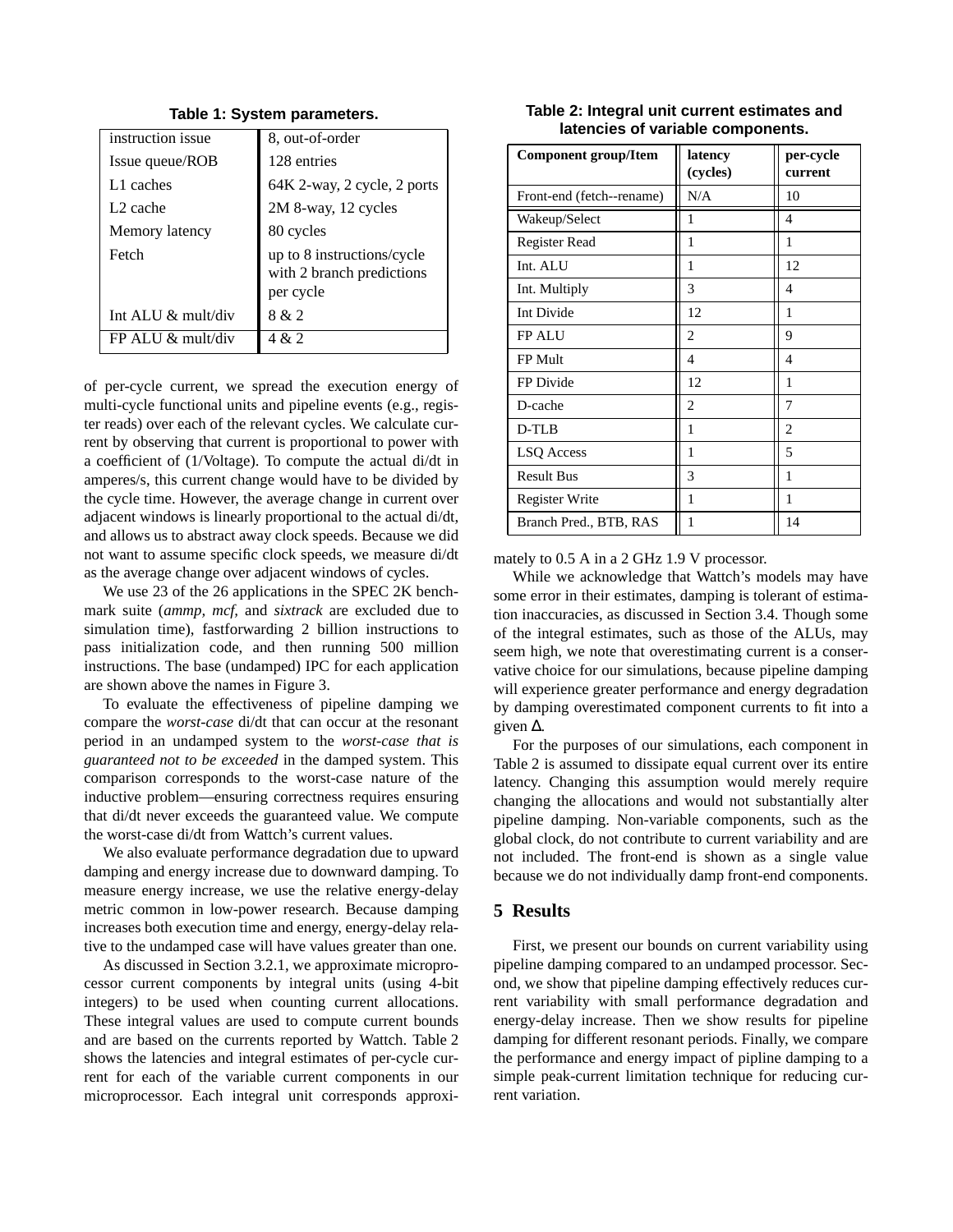**Table 1: System parameters.**

| | |
|---|---|
| instruction issue | 8, out-of-order |
| Issue queue/ROB | 128 entries |
| L1 caches | 64K 2-way, 2 cycle, 2 ports |
| L2 cache | 2M 8-way, 12 cycles |
| Memory latency | 80 cycles |
| Fetch | up to 8 instructions/cycle with 2 branch predictions per cycle |
| Int ALU & mult/div | 8 & 2 |
| FP ALU & mult/div | 4 & 2 |

of per-cycle current, we spread the execution energy of multi-cycle functional units and pipeline events (e.g., register reads) over each of the relevant cycles. We calculate current by observing that current is proportional to power with a coefficient of (1/Voltage). To compute the actual di/dt in amperes/s, this current change would have to be divided by the cycle time. However, the average change in current over adjacent windows is linearly proportional to the actual di/dt, and allows us to abstract away clock speeds. Because we did not want to assume specific clock speeds, we measure di/dt as the average change over adjacent windows of cycles.

We use 23 of the 26 applications in the SPEC 2K benchmark suite (*ammp, mcf,* and *sixtrack* are excluded due to simulation time), fastforwarding 2 billion instructions to pass initialization code, and then running 500 million instructions. The base (undamped) IPC for each application are shown above the names in Figure 3.

To evaluate the effectiveness of pipeline damping we compare the *worst-case* di/dt that can occur at the resonant period in an undamped system to the *worst-case that is guaranteed not to be exceeded* in the damped system. This comparison corresponds to the worst-case nature of the inductive problem—ensuring correctness requires ensuring that di/dt never exceeds the guaranteed value. We compute the worst-case di/dt from Wattch's current values.

We also evaluate performance degradation due to upward damping and energy increase due to downward damping. To measure energy increase, we use the relative energy-delay metric common in low-power research. Because damping increases both execution time and energy, energy-delay relative to the undamped case will have values greater than one.

As discussed in Section 3.2.1, we approximate microprocessor current components by integral units (using 4-bit integers) to be used when counting current allocations. These integral values are used to compute current bounds and are based on the currents reported by Wattch. Table 2 shows the latencies and integral estimates of per-cycle current for each of the variable current components in our microprocessor. Each integral unit corresponds approximately to 0.5 A in a 2 GHz 1.9 V processor.

**Table 2: Integral unit current estimates and latencies of variable components.**

| Component group/Item | latency (cycles) | per-cycle current |
|---|---|---|
| Front-end (fetch--rename) | N/A | 10 |
| Wakeup/Select | 1 | 4 |
| Register Read | 1 | 1 |
| Int. ALU | 1 | 12 |
| Int. Multiply | 3 | 4 |
| Int Divide | 12 | 1 |
| FP ALU | 2 | 9 |
| FP Mult | 4 | 4 |
| FP Divide | 12 | 1 |
| D-cache | 2 | 7 |
| D-TLB | 1 | 2 |
| LSQ Access | 1 | 5 |
| Result Bus | 3 | 1 |
| Register Write | 1 | 1 |
| Branch Pred., BTB, RAS | 1 | 14 |

While we acknowledge that Wattch's models may have some error in their estimates, damping is tolerant of estimation inaccuracies, as discussed in Section 3.4. Though some of the integral estimates, such as those of the ALUs, may seem high, we note that overestimating current is a conservative choice for our simulations, because pipeline damping will experience greater performance and energy degradation by damping overestimated component currents to fit into a given $\Delta$.

For the purposes of our simulations, each component in Table 2 is assumed to dissipate equal current over its entire latency. Changing this assumption would merely require changing the allocations and would not substantially alter pipeline damping. Non-variable components, such as the global clock, do not contribute to current variability and are not included. The front-end is shown as a single value because we do not individually damp front-end components.

## 5 Results

First, we present our bounds on current variability using pipeline damping compared to an undamped processor. Second, we show that pipeline damping effectively reduces current variability with small performance degradation and energy-delay increase. Then we show results for pipeline damping for different resonant periods. Finally, we compare the performance and energy impact of pipline damping to a simple peak-current limitation technique for reducing current variation.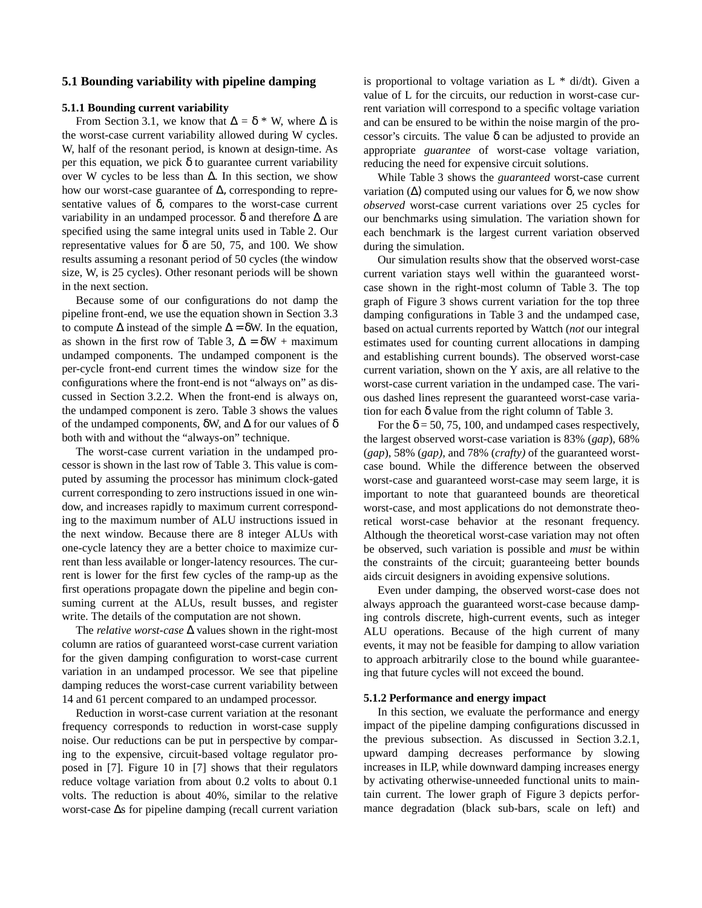### 5.1 Bounding variability with pipeline damping

#### 5.1.1 Bounding current variability

From Section 3.1, we know that $\Delta = \delta * W$, where $\Delta$ is the worst-case current variability allowed during W cycles. W, half of the resonant period, is known at design-time. As per this equation, we pick $\delta$ to guarantee current variability over W cycles to be less than $\Delta$. In this section, we show how our worst-case guarantee of $\Delta$, corresponding to representative values of $\delta$, compares to the worst-case current variability in an undamped processor. $\delta$ and therefore $\Delta$ are specified using the same integral units used in Table 2. Our representative values for $\delta$ are 50, 75, and 100. We show results assuming a resonant period of 50 cycles (the window size, W, is 25 cycles). Other resonant periods will be shown in the next section.

Because some of our configurations do not damp the pipeline front-end, we use the equation shown in Section 3.3 to compute $\Delta$ instead of the simple $\Delta = \delta W$. In the equation, as shown in the first row of Table 3, $\Delta = \delta W$ + maximum undamped components. The undamped component is the per-cycle front-end current times the window size for the configurations where the front-end is not "always on" as discussed in Section 3.2.2. When the front-end is always on, the undamped component is zero. Table 3 shows the values of the undamped components, $\delta W$, and $\Delta$ for our values of $\delta$ both with and without the "always-on" technique.

The worst-case current variation in the undamped processor is shown in the last row of Table 3. This value is computed by assuming the processor has minimum clock-gated current corresponding to zero instructions issued in one window, and increases rapidly to maximum current corresponding to the maximum number of ALU instructions issued in the next window. Because there are 8 integer ALUs with one-cycle latency they are a better choice to maximize current than less available or longer-latency resources. The current is lower for the first few cycles of the ramp-up as the first operations propagate down the pipeline and begin consuming current at the ALUs, result busses, and register write. The details of the computation are not shown.

The *relative worst-case* $\Delta$ values shown in the right-most column are ratios of guaranteed worst-case current variation for the given damping configuration to worst-case current variation in an undamped processor. We see that pipeline damping reduces the worst-case current variability between 14 and 61 percent compared to an undamped processor.

Reduction in worst-case current variation at the resonant frequency corresponds to reduction in worst-case supply noise. Our reductions can be put in perspective by comparing to the expensive, circuit-based voltage regulator proposed in [7]. Figure 10 in [7] shows that their regulators reduce voltage variation from about 0.2 volts to about 0.1 volts. The reduction is about 40%, similar to the relative worst-case $\Delta$s for pipeline damping (recall current variation is proportional to voltage variation as L * di/dt). Given a value of L for the circuits, our reduction in worst-case current variation will correspond to a specific voltage variation and can be ensured to be within the noise margin of the processor's circuits. The value $\delta$ can be adjusted to provide an appropriate *guarantee* of worst-case voltage variation, reducing the need for expensive circuit solutions.

While Table 3 shows the *guaranteed* worst-case current variation ($\Delta$) computed using our values for $\delta$, we now show *observed* worst-case current variations over 25 cycles for our benchmarks using simulation. The variation shown for each benchmark is the largest current variation observed during the simulation.

Our simulation results show that the observed worst-case current variation stays well within the guaranteed worst-case shown in the right-most column of Table 3. The top graph of Figure 3 shows current variation for the top three damping configurations in Table 3 and the undamped case, based on actual currents reported by Wattch (*not* our integral estimates used for counting current allocations in damping and establishing current bounds). The observed worst-case current variation, shown on the Y axis, are all relative to the worst-case current variation in the undamped case. The various dashed lines represent the guaranteed worst-case variation for each $\delta$ value from the right column of Table 3.

For the $\delta = 50$, 75, 100, and undamped cases respectively, the largest observed worst-case variation is 83% (*gap*), 68% (*gap*), 58% (*gap),* and 78% (*crafty)* of the guaranteed worst-case bound. While the difference between the observed worst-case and guaranteed worst-case may seem large, it is important to note that guaranteed bounds are theoretical worst-case, and most applications do not demonstrate theoretical worst-case behavior at the resonant frequency. Although the theoretical worst-case variation may not often be observed, such variation is possible and *must* be within the constraints of the circuit; guaranteeing better bounds aids circuit designers in avoiding expensive solutions.

Even under damping, the observed worst-case does not always approach the guaranteed worst-case because damping controls discrete, high-current events, such as integer ALU operations. Because of the high current of many events, it may not be feasible for damping to allow variation to approach arbitrarily close to the bound while guaranteeing that future cycles will not exceed the bound.

#### 5.1.2 Performance and energy impact

In this section, we evaluate the performance and energy impact of the pipeline damping configurations discussed in the previous subsection. As discussed in Section 3.2.1, upward damping decreases performance by slowing increases in ILP, while downward damping increases energy by activating otherwise-unneeded functional units to maintain current. The lower graph of Figure 3 depicts performance degradation (black sub-bars, scale on left) and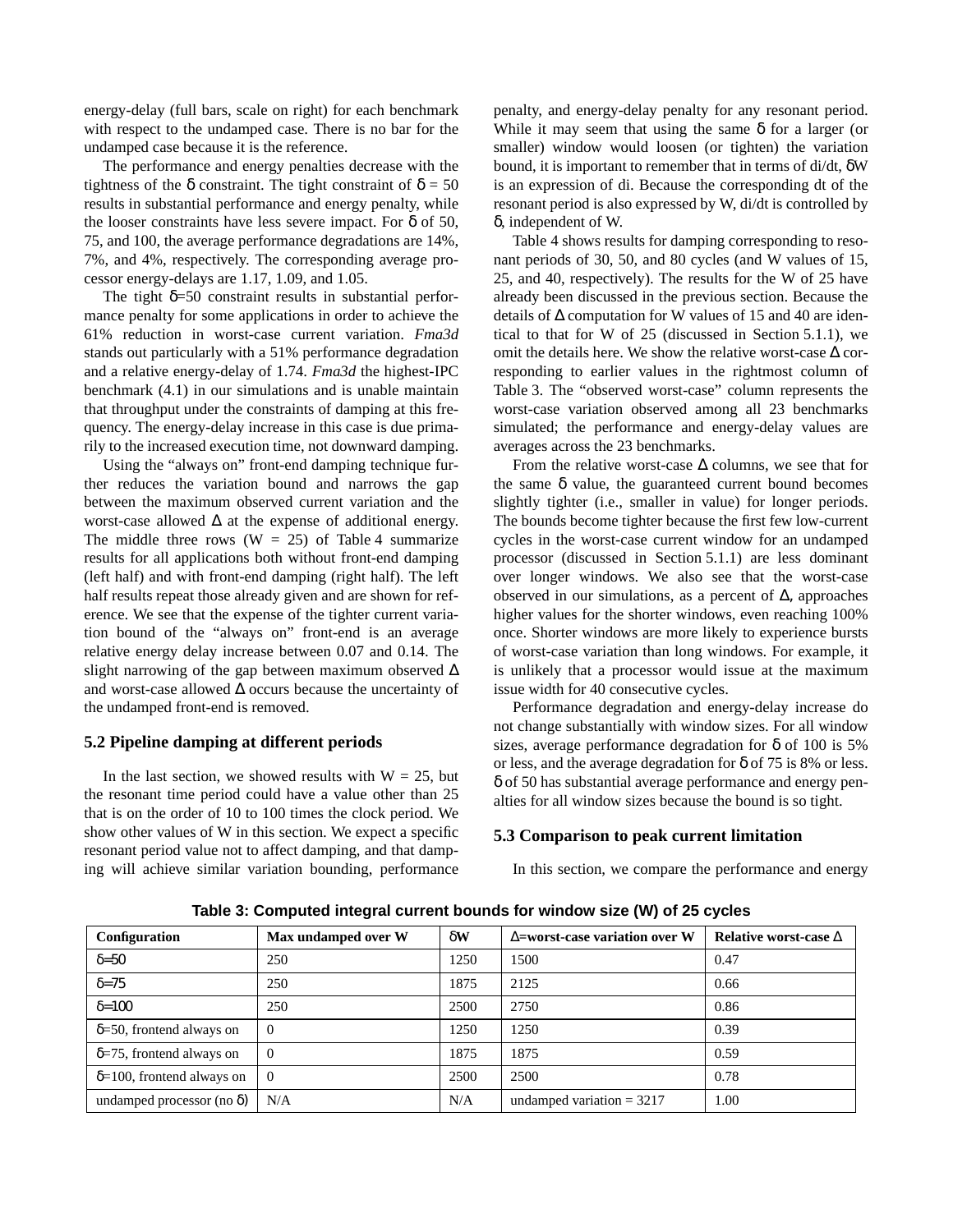energy-delay (full bars, scale on right) for each benchmark with respect to the undamped case. There is no bar for the undamped case because it is the reference.

The performance and energy penalties decrease with the tightness of the δ constraint. The tight constraint of δ = 50 results in substantial performance and energy penalty, while the looser constraints have less severe impact. For δ of 50, 75, and 100, the average performance degradations are 14%, 7%, and 4%, respectively. The corresponding average processor energy-delays are 1.17, 1.09, and 1.05.

The tight δ=50 constraint results in substantial performance penalty for some applications in order to achieve the 61% reduction in worst-case current variation. *Fma3d* stands out particularly with a 51% performance degradation and a relative energy-delay of 1.74. *Fma3d* the highest-IPC benchmark (4.1) in our simulations and is unable maintain that throughput under the constraints of damping at this frequency. The energy-delay increase in this case is due primarily to the increased execution time, not downward damping.

Using the "always on" front-end damping technique further reduces the variation bound and narrows the gap between the maximum observed current variation and the worst-case allowed Δ at the expense of additional energy. The middle three rows (W = 25) of Table 4 summarize results for all applications both without front-end damping (left half) and with front-end damping (right half). The left half results repeat those already given and are shown for reference. We see that the expense of the tighter current variation bound of the "always on" front-end is an average relative energy delay increase between 0.07 and 0.14. The slight narrowing of the gap between maximum observed Δ and worst-case allowed Δ occurs because the uncertainty of the undamped front-end is removed.

### 5.2 Pipeline damping at different periods

In the last section, we showed results with W = 25, but the resonant time period could have a value other than 25 that is on the order of 10 to 100 times the clock period. We show other values of W in this section. We expect a specific resonant period value not to affect damping, and that damping will achieve similar variation bounding, performance penalty, and energy-delay penalty for any resonant period. While it may seem that using the same δ for a larger (or smaller) window would loosen (or tighten) the variation bound, it is important to remember that in terms of di/dt, δW is an expression of di. Because the corresponding dt of the resonant period is also expressed by W, di/dt is controlled by δ, independent of W.

Table 4 shows results for damping corresponding to resonant periods of 30, 50, and 80 cycles (and W values of 15, 25, and 40, respectively). The results for the W of 25 have already been discussed in the previous section. Because the details of Δ computation for W values of 15 and 40 are identical to that for W of 25 (discussed in Section 5.1.1), we omit the details here. We show the relative worst-case Δ corresponding to earlier values in the rightmost column of Table 3. The "observed worst-case" column represents the worst-case variation observed among all 23 benchmarks simulated; the performance and energy-delay values are averages across the 23 benchmarks.

From the relative worst-case Δ columns, we see that for the same δ value, the guaranteed current bound becomes slightly tighter (i.e., smaller in value) for longer periods. The bounds become tighter because the first few low-current cycles in the worst-case current window for an undamped processor (discussed in Section 5.1.1) are less dominant over longer windows. We also see that the worst-case observed in our simulations, as a percent of Δ, approaches higher values for the shorter windows, even reaching 100% once. Shorter windows are more likely to experience bursts of worst-case variation than long windows. For example, it is unlikely that a processor would issue at the maximum issue width for 40 consecutive cycles.

Performance degradation and energy-delay increase do not change substantially with window sizes. For all window sizes, average performance degradation for δ of 100 is 5% or less, and the average degradation for δ of 75 is 8% or less. δ of 50 has substantial average performance and energy penalties for all window sizes because the bound is so tight.

### 5.3 Comparison to peak current limitation

In this section, we compare the performance and energy

**Table 3: Computed integral current bounds for window size (W) of 25 cycles**

| Configuration | Max undamped over W | δW | Δ=worst-case variation over W | Relative worst-case Δ |
|---|---|---|---|---|
| δ=50 | 250 | 1250 | 1500 | 0.47 |
| δ=75 | 250 | 1875 | 2125 | 0.66 |
| δ=100 | 250 | 2500 | 2750 | 0.86 |
| δ=50, frontend always on | 0 | 1250 | 1250 | 0.39 |
| δ=75, frontend always on | 0 | 1875 | 1875 | 0.59 |
| δ=100, frontend always on | 0 | 2500 | 2500 | 0.78 |
| undamped processor (no δ) | N/A | N/A | undamped variation = 3217 | 1.00 |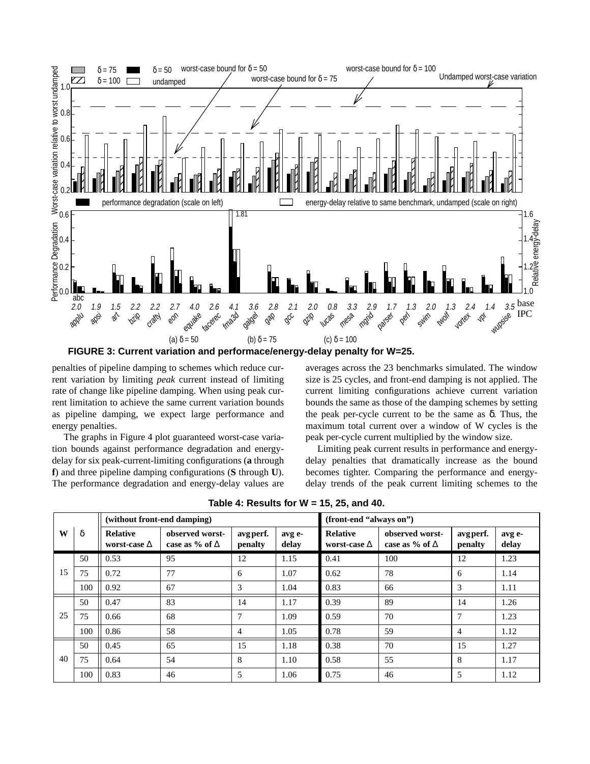**FIGURE 3: Current variation and performace/energy-delay penalty for W=25.**

penalties of pipeline damping to schemes which reduce current variation by limiting *peak* current instead of limiting rate of change like pipeline damping. When using peak current limitation to achieve the same current variation bounds as pipeline damping, we expect large performance and energy penalties.

The graphs in Figure 4 plot guaranteed worst-case variation bounds against performance degradation and energy-delay for six peak-current-limiting configurations (**a** through **f**) and three pipeline damping configurations (**S** through **U**). The performance degradation and energy-delay values are averages across the 23 benchmarks simulated. The window size is 25 cycles, and front-end damping is not applied. The current limiting configurations achieve current variation bounds the same as those of the damping schemes by setting the peak per-cycle current to be the same as δ. Thus, the maximum total current over a window of W cycles is the peak per-cycle current multiplied by the window size.

Limiting peak current results in performance and energy-delay penalties that dramatically increase as the bound becomes tighter. Comparing the performance and energy-delay trends of the peak current limiting schemes to the

**Table 4: Results for W = 15, 25, and 40.**

| W | δ | (without front-end damping) | | | | (front-end "always on") | | | |
|---|---|---|---|---|---|---|---|---|---|
| | | Relative worst-case Δ | observed worst-case as % of Δ | avg perf. penalty | avg e-delay | Relative worst-case Δ | observed worst-case as % of Δ | avg perf. penalty | avg e-delay |
| 15 | 50 | 0.53 | 95 | 12 | 1.15 | 0.41 | 100 | 12 | 1.23 |
| | 75 | 0.72 | 77 | 6 | 1.07 | 0.62 | 78 | 6 | 1.14 |
| | 100 | 0.92 | 67 | 3 | 1.04 | 0.83 | 66 | 3 | 1.11 |
| 25 | 50 | 0.47 | 83 | 14 | 1.17 | 0.39 | 89 | 14 | 1.26 |
| | 75 | 0.66 | 68 | 7 | 1.09 | 0.59 | 70 | 7 | 1.23 |
| | 100 | 0.86 | 58 | 4 | 1.05 | 0.78 | 59 | 4 | 1.12 |
| 40 | 50 | 0.45 | 65 | 15 | 1.18 | 0.38 | 70 | 15 | 1.27 |
| | 75 | 0.64 | 54 | 8 | 1.10 | 0.58 | 55 | 8 | 1.17 |
| | 100 | 0.83 | 46 | 5 | 1.06 | 0.75 | 46 | 5 | 1.12 |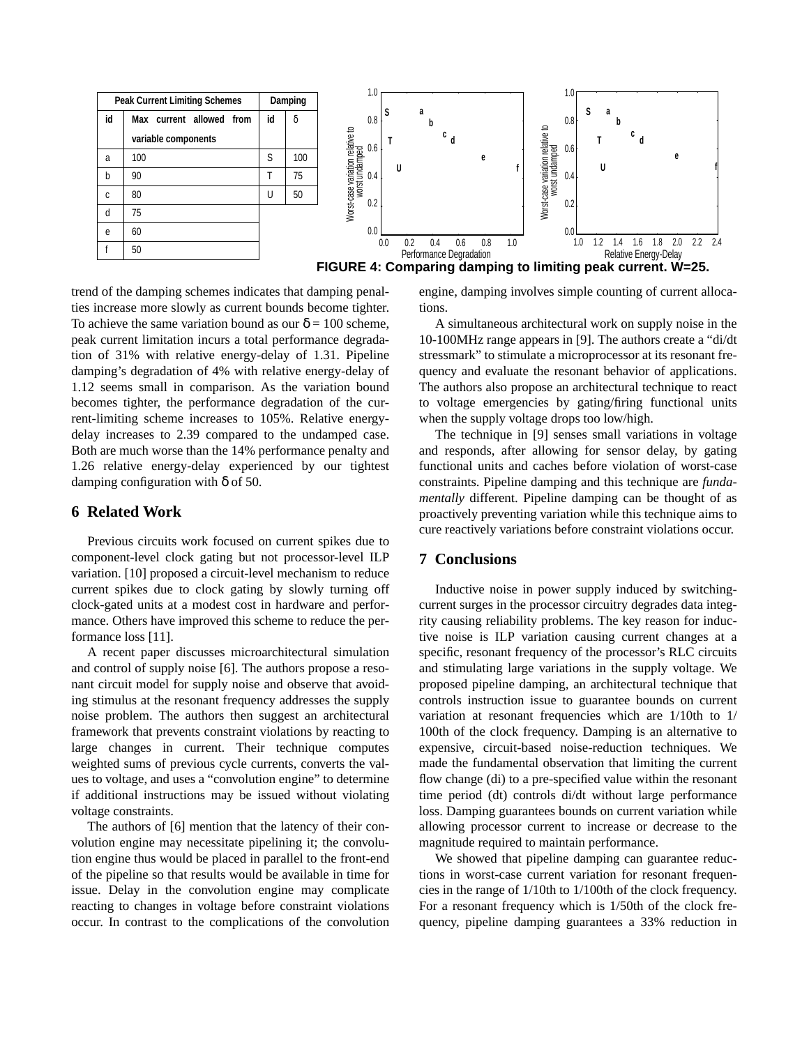| Peak Current Limiting Schemes | | Damping | |
|---|---|---|---|
| id | Max current allowed from variable components | id | δ |
| a | 100 | S | 100 |
| b | 90 | T | 75 |
| c | 80 | U | 50 |
| d | 75 | | |
| e | 60 | | |
| f | 50 | | |

FIGURE 4: Comparing damping to limiting peak current. W=25.

trend of the damping schemes indicates that damping penalties increase more slowly as current bounds become tighter. To achieve the same variation bound as our δ = 100 scheme, peak current limitation incurs a total performance degradation of 31% with relative energy-delay of 1.31. Pipeline damping's degradation of 4% with relative energy-delay of 1.12 seems small in comparison. As the variation bound becomes tighter, the performance degradation of the current-limiting scheme increases to 105%. Relative energy-delay increases to 2.39 compared to the undamped case. Both are much worse than the 14% performance penalty and 1.26 relative energy-delay experienced by our tightest damping configuration with δ of 50.

## 6 Related Work

Previous circuits work focused on current spikes due to component-level clock gating but not processor-level ILP variation. [10] proposed a circuit-level mechanism to reduce current spikes due to clock gating by slowly turning off clock-gated units at a modest cost in hardware and performance. Others have improved this scheme to reduce the performance loss [11].

A recent paper discusses microarchitectural simulation and control of supply noise [6]. The authors propose a resonant circuit model for supply noise and observe that avoiding stimulus at the resonant frequency addresses the supply noise problem. The authors then suggest an architectural framework that prevents constraint violations by reacting to large changes in current. Their technique computes weighted sums of previous cycle currents, converts the values to voltage, and uses a "convolution engine" to determine if additional instructions may be issued without violating voltage constraints.

The authors of [6] mention that the latency of their convolution engine may necessitate pipelining it; the convolution engine thus would be placed in parallel to the front-end of the pipeline so that results would be available in time for issue. Delay in the convolution engine may complicate reacting to changes in voltage before constraint violations occur. In contrast to the complications of the convolution engine, damping involves simple counting of current allocations.

A simultaneous architectural work on supply noise in the 10-100MHz range appears in [9]. The authors create a "di/dt stressmark" to stimulate a microprocessor at its resonant frequency and evaluate the resonant behavior of applications. The authors also propose an architectural technique to react to voltage emergencies by gating/firing functional units when the supply voltage drops too low/high.

The technique in [9] senses small variations in voltage and responds, after allowing for sensor delay, by gating functional units and caches before violation of worst-case constraints. Pipeline damping and this technique are *fundamentally* different. Pipeline damping can be thought of as proactively preventing variation while this technique aims to cure reactively variations before constraint violations occur.

## 7 Conclusions

Inductive noise in power supply induced by switching-current surges in the processor circuitry degrades data integrity causing reliability problems. The key reason for inductive noise is ILP variation causing current changes at a specific, resonant frequency of the processor's RLC circuits and stimulating large variations in the supply voltage. We proposed pipeline damping, an architectural technique that controls instruction issue to guarantee bounds on current variation at resonant frequencies which are 1/10th to 1/100th of the clock frequency. Damping is an alternative to expensive, circuit-based noise-reduction techniques. We made the fundamental observation that limiting the current flow change (di) to a pre-specified value within the resonant time period (dt) controls di/dt without large performance loss. Damping guarantees bounds on current variation while allowing processor current to increase or decrease to the magnitude required to maintain performance.

We showed that pipeline damping can guarantee reductions in worst-case current variation for resonant frequencies in the range of 1/10th to 1/100th of the clock frequency. For a resonant frequency which is 1/50th of the clock frequency, pipeline damping guarantees a 33% reduction in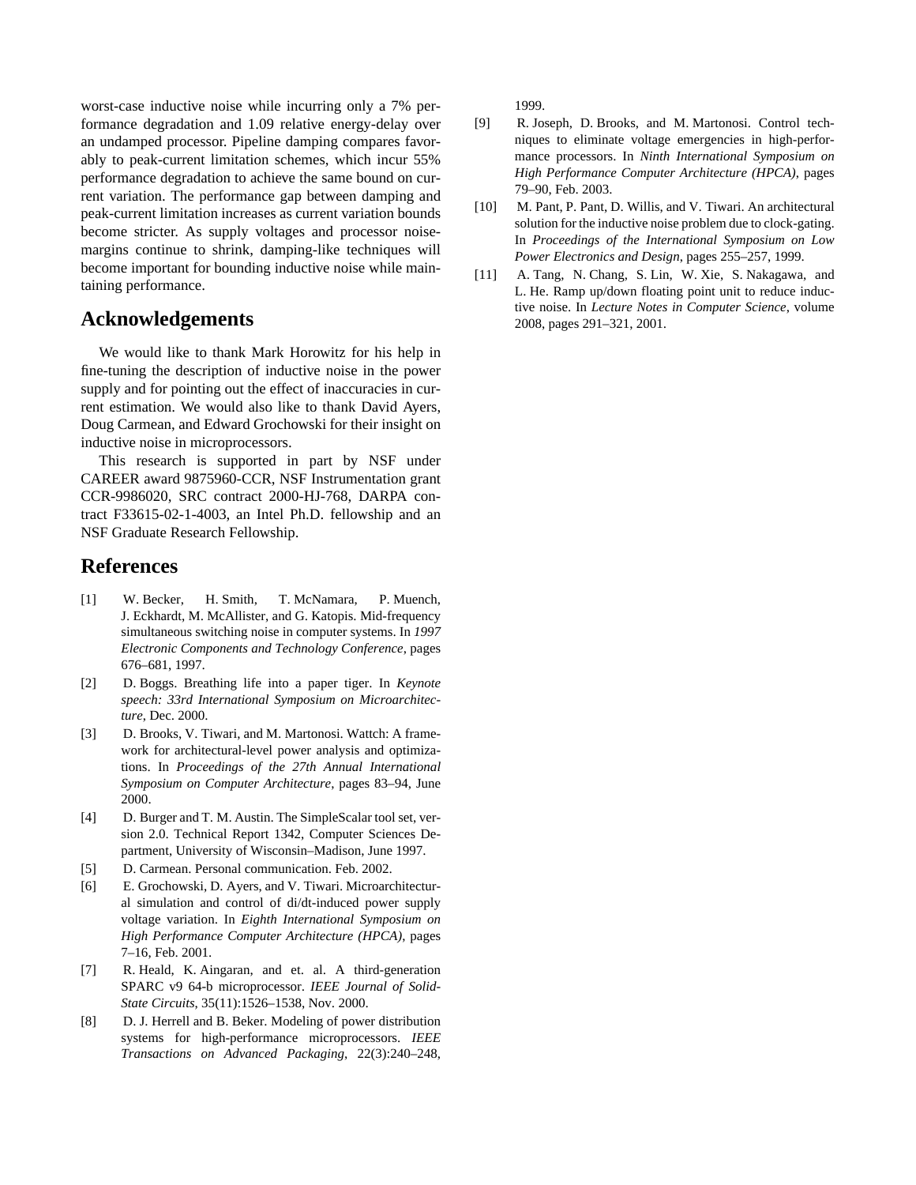worst-case inductive noise while incurring only a 7% performance degradation and 1.09 relative energy-delay over an undamped processor. Pipeline damping compares favorably to peak-current limitation schemes, which incur 55% performance degradation to achieve the same bound on current variation. The performance gap between damping and peak-current limitation increases as current variation bounds become stricter. As supply voltages and processor noise-margins continue to shrink, damping-like techniques will become important for bounding inductive noise while maintaining performance.

## Acknowledgements

We would like to thank Mark Horowitz for his help in fine-tuning the description of inductive noise in the power supply and for pointing out the effect of inaccuracies in current estimation. We would also like to thank David Ayers, Doug Carmean, and Edward Grochowski for their insight on inductive noise in microprocessors.

This research is supported in part by NSF under CAREER award 9875960-CCR, NSF Instrumentation grant CCR-9986020, SRC contract 2000-HJ-768, DARPA contract F33615-02-1-4003, an Intel Ph.D. fellowship and an NSF Graduate Research Fellowship.

## References

[1] W. Becker, H. Smith, T. McNamara, P. Muench, J. Eckhardt, M. McAllister, and G. Katopis. Mid-frequency simultaneous switching noise in computer systems. In *1997 Electronic Components and Technology Conference*, pages 676–681, 1997.

[2] D. Boggs. Breathing life into a paper tiger. In *Keynote speech: 33rd International Symposium on Microarchitecture*, Dec. 2000.

[3] D. Brooks, V. Tiwari, and M. Martonosi. Wattch: A framework for architectural-level power analysis and optimizations. In *Proceedings of the 27th Annual International Symposium on Computer Architecture*, pages 83–94, June 2000.

[4] D. Burger and T. M. Austin. The SimpleScalar tool set, version 2.0. Technical Report 1342, Computer Sciences Department, University of Wisconsin–Madison, June 1997.

[5] D. Carmean. Personal communication. Feb. 2002.

[6] E. Grochowski, D. Ayers, and V. Tiwari. Microarchitectural simulation and control of di/dt-induced power supply voltage variation. In *Eighth International Symposium on High Performance Computer Architecture (HPCA)*, pages 7–16, Feb. 2001.

[7] R. Heald, K. Aingaran, and et. al. A third-generation SPARC v9 64-b microprocessor. *IEEE Journal of Solid-State Circuits*, 35(11):1526–1538, Nov. 2000.

[8] D. J. Herrell and B. Beker. Modeling of power distribution systems for high-performance microprocessors. *IEEE Transactions on Advanced Packaging*, 22(3):240–248, 1999.

[9] R. Joseph, D. Brooks, and M. Martonosi. Control techniques to eliminate voltage emergencies in high-performance processors. In *Ninth International Symposium on High Performance Computer Architecture (HPCA)*, pages 79–90, Feb. 2003.

[10] M. Pant, P. Pant, D. Willis, and V. Tiwari. An architectural solution for the inductive noise problem due to clock-gating. In *Proceedings of the International Symposium on Low Power Electronics and Design*, pages 255–257, 1999.

[11] A. Tang, N. Chang, S. Lin, W. Xie, S. Nakagawa, and L. He. Ramp up/down floating point unit to reduce inductive noise. In *Lecture Notes in Computer Science*, volume 2008, pages 291–321, 2001.